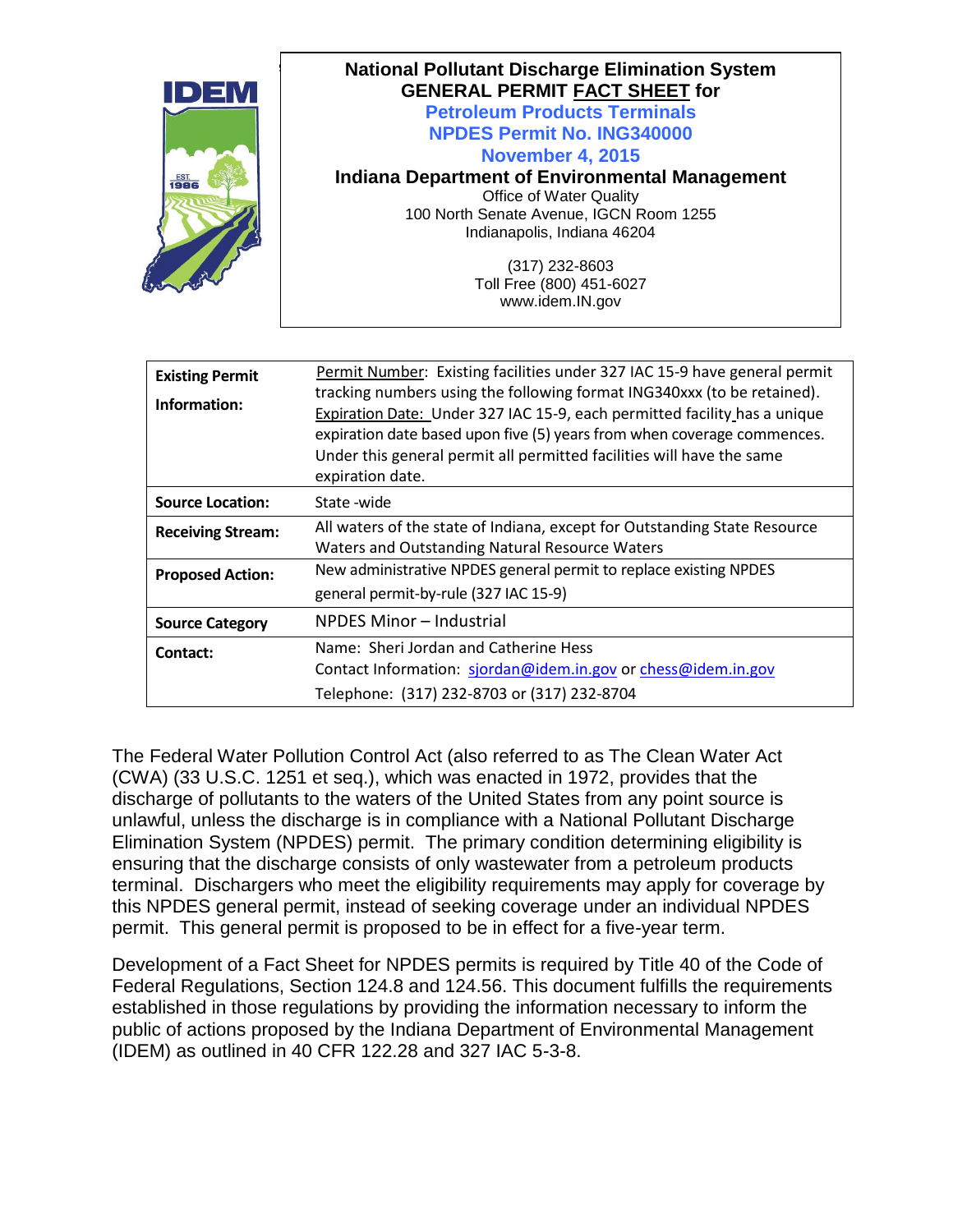# National Pollutant Discharge Elimination System GENERAL PERMIT FACT SHEET for

## Petroleum Products Terminals
## NPDES Permit No. ING340000
## November 4, 2015

**Indiana Department of Environmental Management**

Office of Water Quality
100 North Senate Avenue, IGCN Room 1255
Indianapolis, Indiana 46204

(317) 232-8603
Toll Free (800) 451-6027
www.idem.IN.gov

| | |
|---|---|
| **Existing Permit Information:** | Permit Number: Existing facilities under 327 IAC 15-9 have general permit tracking numbers using the following format ING340xxx (to be retained). Expiration Date: Under 327 IAC 15-9, each permitted facility has a unique expiration date based upon five (5) years from when coverage commences. Under this general permit all permitted facilities will have the same expiration date. |
| **Source Location:** | State -wide |
| **Receiving Stream:** | All waters of the state of Indiana, except for Outstanding State Resource Waters and Outstanding Natural Resource Waters |
| **Proposed Action:** | New administrative NPDES general permit to replace existing NPDES general permit-by-rule (327 IAC 15-9) |
| **Source Category** | NPDES Minor – Industrial |
| **Contact:** | Name: Sheri Jordan and Catherine Hess<br>Contact Information: sjordan@idem.in.gov or chess@idem.in.gov<br>Telephone: (317) 232-8703 or (317) 232-8704 |

The Federal Water Pollution Control Act (also referred to as The Clean Water Act (CWA) (33 U.S.C. 1251 et seq.), which was enacted in 1972, provides that the discharge of pollutants to the waters of the United States from any point source is unlawful, unless the discharge is in compliance with a National Pollutant Discharge Elimination System (NPDES) permit. The primary condition determining eligibility is ensuring that the discharge consists of only wastewater from a petroleum products terminal. Dischargers who meet the eligibility requirements may apply for coverage by this NPDES general permit, instead of seeking coverage under an individual NPDES permit. This general permit is proposed to be in effect for a five-year term.

Development of a Fact Sheet for NPDES permits is required by Title 40 of the Code of Federal Regulations, Section 124.8 and 124.56. This document fulfills the requirements established in those regulations by providing the information necessary to inform the public of actions proposed by the Indiana Department of Environmental Management (IDEM) as outlined in 40 CFR 122.28 and 327 IAC 5-3-8.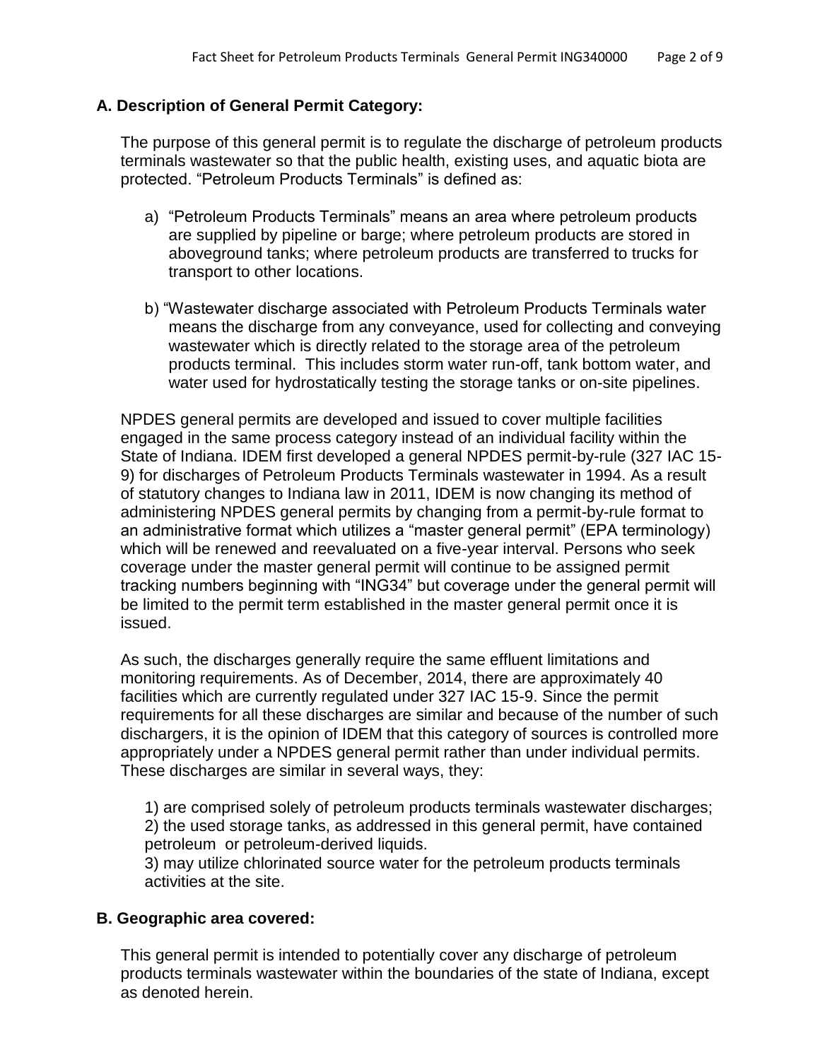### A. Description of General Permit Category:

The purpose of this general permit is to regulate the discharge of petroleum products terminals wastewater so that the public health, existing uses, and aquatic biota are protected. "Petroleum Products Terminals" is defined as:

a) "Petroleum Products Terminals" means an area where petroleum products are supplied by pipeline or barge; where petroleum products are stored in aboveground tanks; where petroleum products are transferred to trucks for transport to other locations.

b) "Wastewater discharge associated with Petroleum Products Terminals water means the discharge from any conveyance, used for collecting and conveying wastewater which is directly related to the storage area of the petroleum products terminal. This includes storm water run-off, tank bottom water, and water used for hydrostatically testing the storage tanks or on-site pipelines.

NPDES general permits are developed and issued to cover multiple facilities engaged in the same process category instead of an individual facility within the State of Indiana. IDEM first developed a general NPDES permit-by-rule (327 IAC 15-9) for discharges of Petroleum Products Terminals wastewater in 1994. As a result of statutory changes to Indiana law in 2011, IDEM is now changing its method of administering NPDES general permits by changing from a permit-by-rule format to an administrative format which utilizes a "master general permit" (EPA terminology) which will be renewed and reevaluated on a five-year interval. Persons who seek coverage under the master general permit will continue to be assigned permit tracking numbers beginning with "ING34" but coverage under the general permit will be limited to the permit term established in the master general permit once it is issued.

As such, the discharges generally require the same effluent limitations and monitoring requirements. As of December, 2014, there are approximately 40 facilities which are currently regulated under 327 IAC 15-9. Since the permit requirements for all these discharges are similar and because of the number of such dischargers, it is the opinion of IDEM that this category of sources is controlled more appropriately under a NPDES general permit rather than under individual permits. These discharges are similar in several ways, they:

1) are comprised solely of petroleum products terminals wastewater discharges;
2) the used storage tanks, as addressed in this general permit, have contained petroleum or petroleum-derived liquids.
3) may utilize chlorinated source water for the petroleum products terminals activities at the site.

### B. Geographic area covered:

This general permit is intended to potentially cover any discharge of petroleum products terminals wastewater within the boundaries of the state of Indiana, except as denoted herein.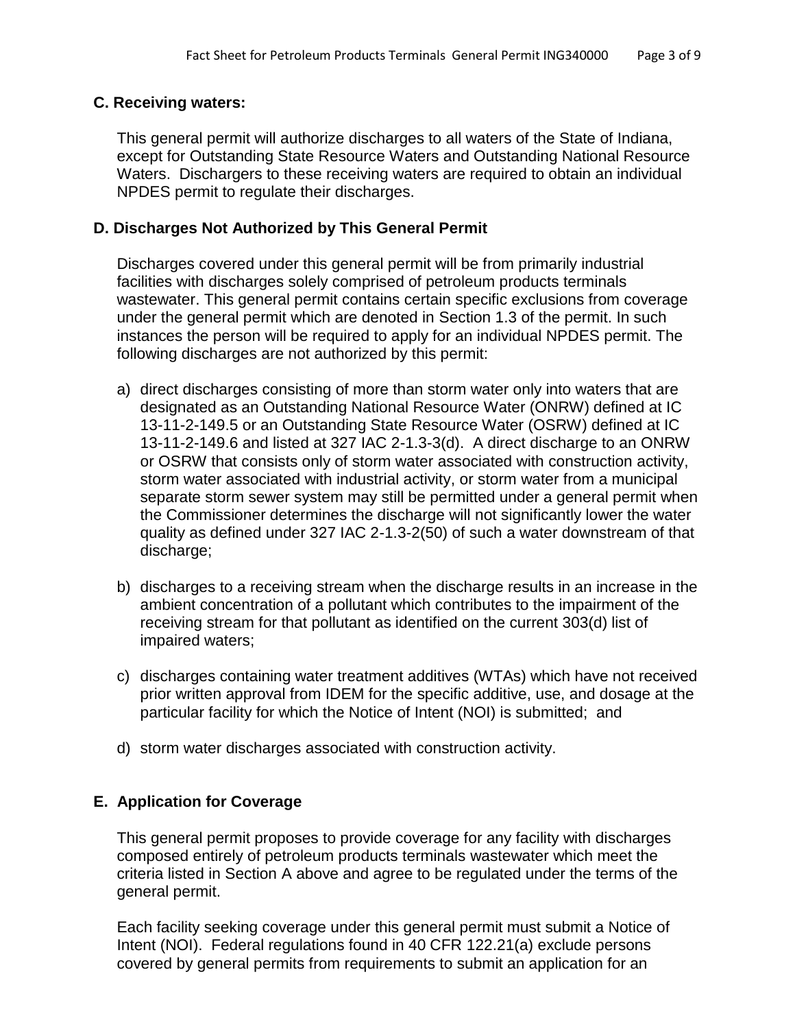## C. Receiving waters:

This general permit will authorize discharges to all waters of the State of Indiana, except for Outstanding State Resource Waters and Outstanding National Resource Waters. Dischargers to these receiving waters are required to obtain an individual NPDES permit to regulate their discharges.

## D. Discharges Not Authorized by This General Permit

Discharges covered under this general permit will be from primarily industrial facilities with discharges solely comprised of petroleum products terminals wastewater. This general permit contains certain specific exclusions from coverage under the general permit which are denoted in Section 1.3 of the permit. In such instances the person will be required to apply for an individual NPDES permit. The following discharges are not authorized by this permit:

a) direct discharges consisting of more than storm water only into waters that are designated as an Outstanding National Resource Water (ONRW) defined at IC 13-11-2-149.5 or an Outstanding State Resource Water (OSRW) defined at IC 13-11-2-149.6 and listed at 327 IAC 2-1.3-3(d). A direct discharge to an ONRW or OSRW that consists only of storm water associated with construction activity, storm water associated with industrial activity, or storm water from a municipal separate storm sewer system may still be permitted under a general permit when the Commissioner determines the discharge will not significantly lower the water quality as defined under 327 IAC 2-1.3-2(50) of such a water downstream of that discharge;

b) discharges to a receiving stream when the discharge results in an increase in the ambient concentration of a pollutant which contributes to the impairment of the receiving stream for that pollutant as identified on the current 303(d) list of impaired waters;

c) discharges containing water treatment additives (WTAs) which have not received prior written approval from IDEM for the specific additive, use, and dosage at the particular facility for which the Notice of Intent (NOI) is submitted; and

d) storm water discharges associated with construction activity.

## E. Application for Coverage

This general permit proposes to provide coverage for any facility with discharges composed entirely of petroleum products terminals wastewater which meet the criteria listed in Section A above and agree to be regulated under the terms of the general permit.

Each facility seeking coverage under this general permit must submit a Notice of Intent (NOI). Federal regulations found in 40 CFR 122.21(a) exclude persons covered by general permits from requirements to submit an application for an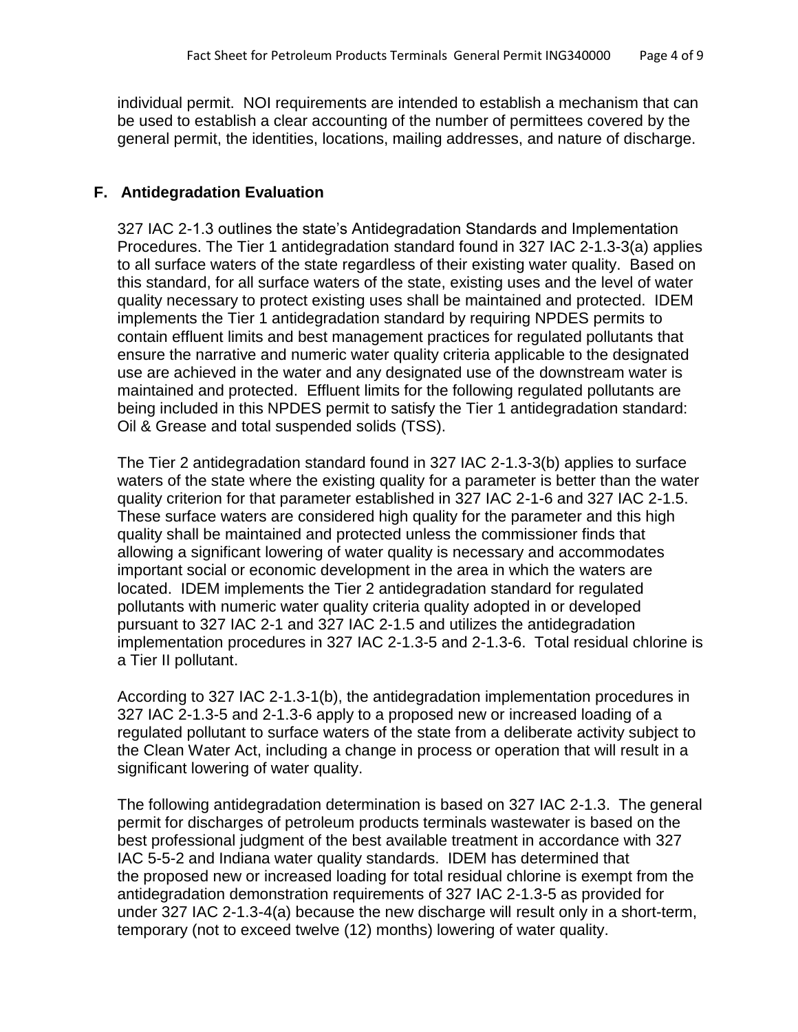individual permit. NOI requirements are intended to establish a mechanism that can be used to establish a clear accounting of the number of permittees covered by the general permit, the identities, locations, mailing addresses, and nature of discharge.

## F. Antidegradation Evaluation

327 IAC 2-1.3 outlines the state's Antidegradation Standards and Implementation Procedures. The Tier 1 antidegradation standard found in 327 IAC 2-1.3-3(a) applies to all surface waters of the state regardless of their existing water quality. Based on this standard, for all surface waters of the state, existing uses and the level of water quality necessary to protect existing uses shall be maintained and protected. IDEM implements the Tier 1 antidegradation standard by requiring NPDES permits to contain effluent limits and best management practices for regulated pollutants that ensure the narrative and numeric water quality criteria applicable to the designated use are achieved in the water and any designated use of the downstream water is maintained and protected. Effluent limits for the following regulated pollutants are being included in this NPDES permit to satisfy the Tier 1 antidegradation standard: Oil & Grease and total suspended solids (TSS).

The Tier 2 antidegradation standard found in 327 IAC 2-1.3-3(b) applies to surface waters of the state where the existing quality for a parameter is better than the water quality criterion for that parameter established in 327 IAC 2-1-6 and 327 IAC 2-1.5. These surface waters are considered high quality for the parameter and this high quality shall be maintained and protected unless the commissioner finds that allowing a significant lowering of water quality is necessary and accommodates important social or economic development in the area in which the waters are located. IDEM implements the Tier 2 antidegradation standard for regulated pollutants with numeric water quality criteria quality adopted in or developed pursuant to 327 IAC 2-1 and 327 IAC 2-1.5 and utilizes the antidegradation implementation procedures in 327 IAC 2-1.3-5 and 2-1.3-6. Total residual chlorine is a Tier II pollutant.

According to 327 IAC 2-1.3-1(b), the antidegradation implementation procedures in 327 IAC 2-1.3-5 and 2-1.3-6 apply to a proposed new or increased loading of a regulated pollutant to surface waters of the state from a deliberate activity subject to the Clean Water Act, including a change in process or operation that will result in a significant lowering of water quality.

The following antidegradation determination is based on 327 IAC 2-1.3. The general permit for discharges of petroleum products terminals wastewater is based on the best professional judgment of the best available treatment in accordance with 327 IAC 5-5-2 and Indiana water quality standards. IDEM has determined that the proposed new or increased loading for total residual chlorine is exempt from the antidegradation demonstration requirements of 327 IAC 2-1.3-5 as provided for under 327 IAC 2-1.3-4(a) because the new discharge will result only in a short-term, temporary (not to exceed twelve (12) months) lowering of water quality.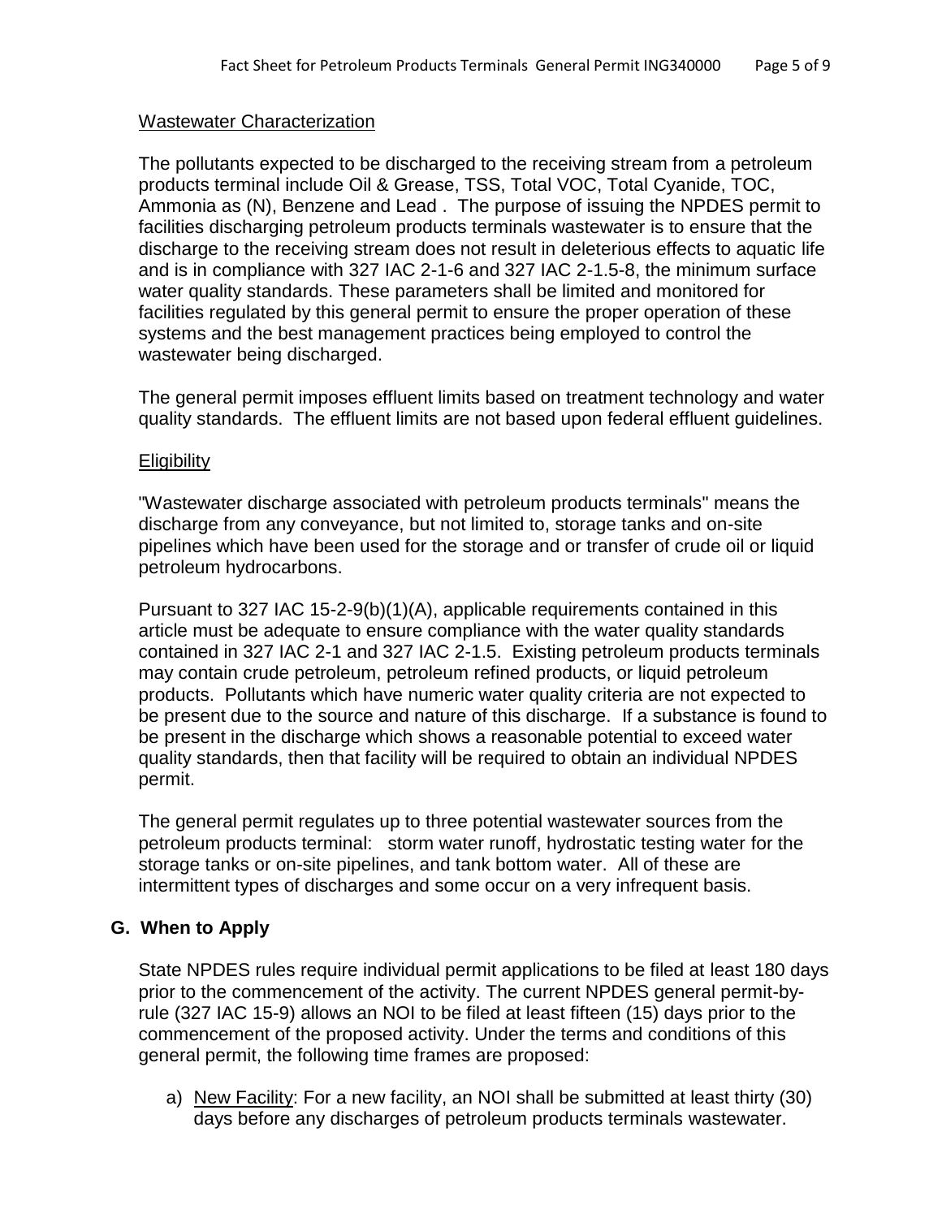Wastewater Characterization

The pollutants expected to be discharged to the receiving stream from a petroleum products terminal include Oil & Grease, TSS, Total VOC, Total Cyanide, TOC, Ammonia as (N), Benzene and Lead . The purpose of issuing the NPDES permit to facilities discharging petroleum products terminals wastewater is to ensure that the discharge to the receiving stream does not result in deleterious effects to aquatic life and is in compliance with 327 IAC 2-1-6 and 327 IAC 2-1.5-8, the minimum surface water quality standards. These parameters shall be limited and monitored for facilities regulated by this general permit to ensure the proper operation of these systems and the best management practices being employed to control the wastewater being discharged.

The general permit imposes effluent limits based on treatment technology and water quality standards. The effluent limits are not based upon federal effluent guidelines.

Eligibility

"Wastewater discharge associated with petroleum products terminals" means the discharge from any conveyance, but not limited to, storage tanks and on-site pipelines which have been used for the storage and or transfer of crude oil or liquid petroleum hydrocarbons.

Pursuant to 327 IAC 15-2-9(b)(1)(A), applicable requirements contained in this article must be adequate to ensure compliance with the water quality standards contained in 327 IAC 2-1 and 327 IAC 2-1.5. Existing petroleum products terminals may contain crude petroleum, petroleum refined products, or liquid petroleum products. Pollutants which have numeric water quality criteria are not expected to be present due to the source and nature of this discharge. If a substance is found to be present in the discharge which shows a reasonable potential to exceed water quality standards, then that facility will be required to obtain an individual NPDES permit.

The general permit regulates up to three potential wastewater sources from the petroleum products terminal: storm water runoff, hydrostatic testing water for the storage tanks or on-site pipelines, and tank bottom water. All of these are intermittent types of discharges and some occur on a very infrequent basis.

## G. When to Apply

State NPDES rules require individual permit applications to be filed at least 180 days prior to the commencement of the activity. The current NPDES general permit-by-rule (327 IAC 15-9) allows an NOI to be filed at least fifteen (15) days prior to the commencement of the proposed activity. Under the terms and conditions of this general permit, the following time frames are proposed:

a) New Facility: For a new facility, an NOI shall be submitted at least thirty (30) days before any discharges of petroleum products terminals wastewater.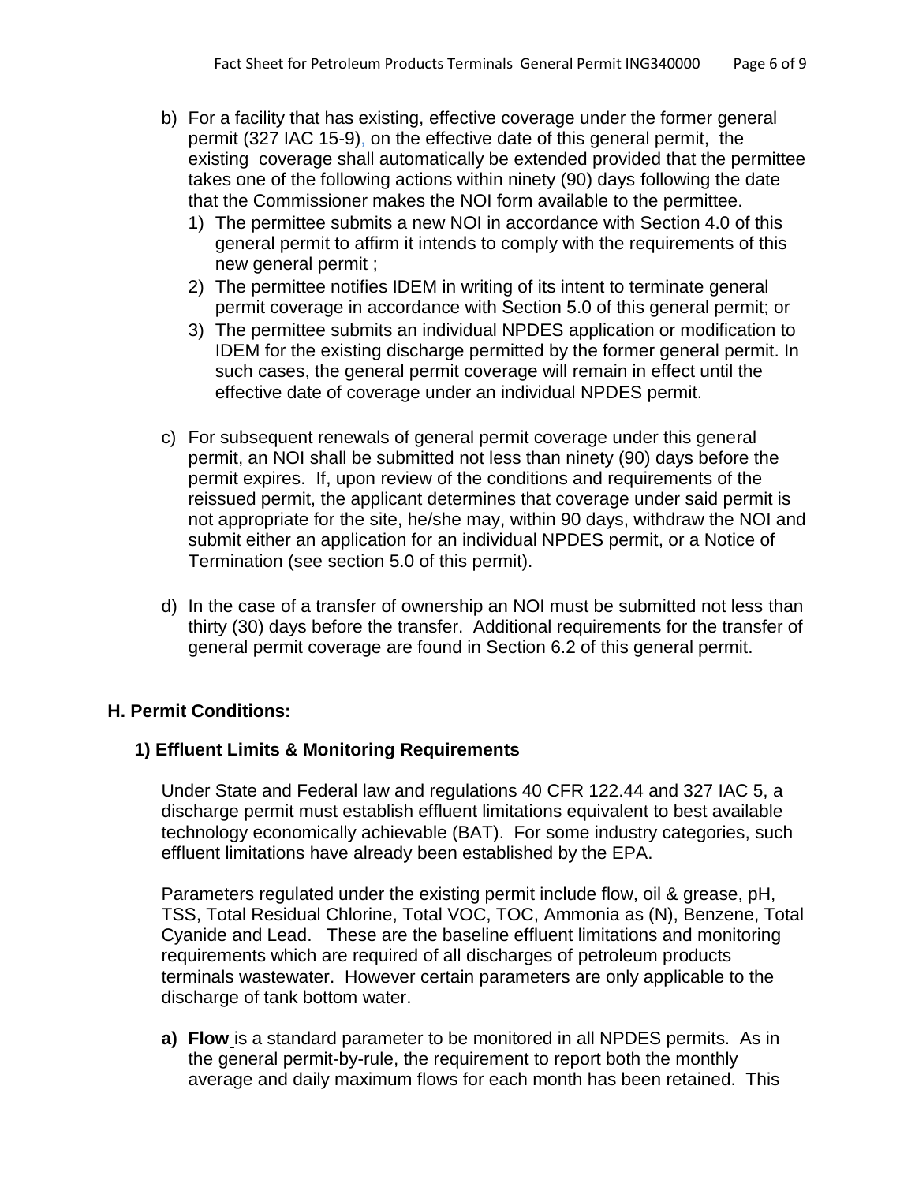b) For a facility that has existing, effective coverage under the former general permit (327 IAC 15-9), on the effective date of this general permit, the existing coverage shall automatically be extended provided that the permittee takes one of the following actions within ninety (90) days following the date that the Commissioner makes the NOI form available to the permittee.
   1) The permittee submits a new NOI in accordance with Section 4.0 of this general permit to affirm it intends to comply with the requirements of this new general permit ;
   2) The permittee notifies IDEM in writing of its intent to terminate general permit coverage in accordance with Section 5.0 of this general permit; or
   3) The permittee submits an individual NPDES application or modification to IDEM for the existing discharge permitted by the former general permit. In such cases, the general permit coverage will remain in effect until the effective date of coverage under an individual NPDES permit.

c) For subsequent renewals of general permit coverage under this general permit, an NOI shall be submitted not less than ninety (90) days before the permit expires. If, upon review of the conditions and requirements of the reissued permit, the applicant determines that coverage under said permit is not appropriate for the site, he/she may, within 90 days, withdraw the NOI and submit either an application for an individual NPDES permit, or a Notice of Termination (see section 5.0 of this permit).

d) In the case of a transfer of ownership an NOI must be submitted not less than thirty (30) days before the transfer. Additional requirements for the transfer of general permit coverage are found in Section 6.2 of this general permit.

## H. Permit Conditions:

### 1) Effluent Limits & Monitoring Requirements

Under State and Federal law and regulations 40 CFR 122.44 and 327 IAC 5, a discharge permit must establish effluent limitations equivalent to best available technology economically achievable (BAT). For some industry categories, such effluent limitations have already been established by the EPA.

Parameters regulated under the existing permit include flow, oil & grease, pH, TSS, Total Residual Chlorine, Total VOC, TOC, Ammonia as (N), Benzene, Total Cyanide and Lead. These are the baseline effluent limitations and monitoring requirements which are required of all discharges of petroleum products terminals wastewater. However certain parameters are only applicable to the discharge of tank bottom water.

**a) Flow** is a standard parameter to be monitored in all NPDES permits. As in the general permit-by-rule, the requirement to report both the monthly average and daily maximum flows for each month has been retained. This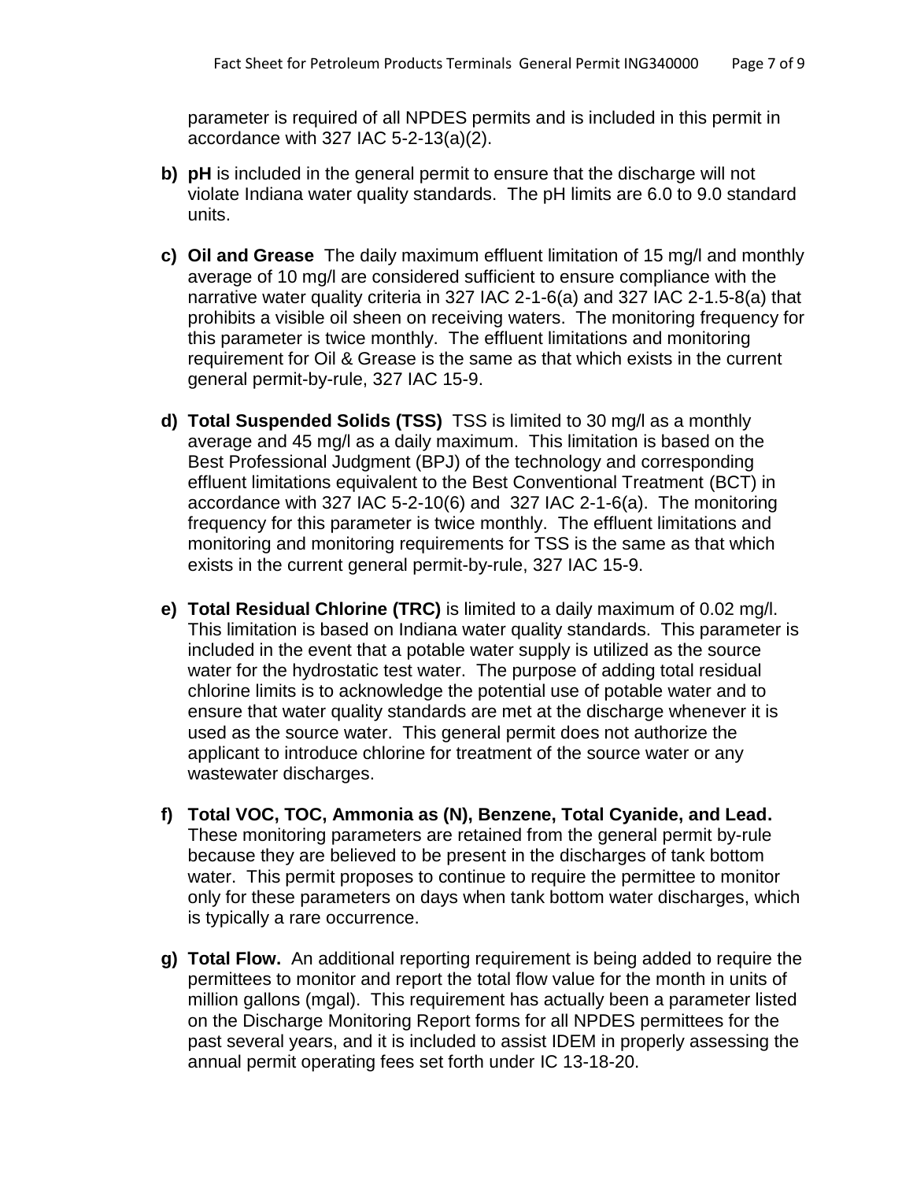parameter is required of all NPDES permits and is included in this permit in accordance with 327 IAC 5-2-13(a)(2).

b) **pH** is included in the general permit to ensure that the discharge will not violate Indiana water quality standards. The pH limits are 6.0 to 9.0 standard units.

c) **Oil and Grease** The daily maximum effluent limitation of 15 mg/l and monthly average of 10 mg/l are considered sufficient to ensure compliance with the narrative water quality criteria in 327 IAC 2-1-6(a) and 327 IAC 2-1.5-8(a) that prohibits a visible oil sheen on receiving waters. The monitoring frequency for this parameter is twice monthly. The effluent limitations and monitoring requirement for Oil & Grease is the same as that which exists in the current general permit-by-rule, 327 IAC 15-9.

d) **Total Suspended Solids (TSS)** TSS is limited to 30 mg/l as a monthly average and 45 mg/l as a daily maximum. This limitation is based on the Best Professional Judgment (BPJ) of the technology and corresponding effluent limitations equivalent to the Best Conventional Treatment (BCT) in accordance with 327 IAC 5-2-10(6) and 327 IAC 2-1-6(a). The monitoring frequency for this parameter is twice monthly. The effluent limitations and monitoring and monitoring requirements for TSS is the same as that which exists in the current general permit-by-rule, 327 IAC 15-9.

e) **Total Residual Chlorine (TRC)** is limited to a daily maximum of 0.02 mg/l. This limitation is based on Indiana water quality standards. This parameter is included in the event that a potable water supply is utilized as the source water for the hydrostatic test water. The purpose of adding total residual chlorine limits is to acknowledge the potential use of potable water and to ensure that water quality standards are met at the discharge whenever it is used as the source water. This general permit does not authorize the applicant to introduce chlorine for treatment of the source water or any wastewater discharges.

f) **Total VOC, TOC, Ammonia as (N), Benzene, Total Cyanide, and Lead.** These monitoring parameters are retained from the general permit by-rule because they are believed to be present in the discharges of tank bottom water. This permit proposes to continue to require the permittee to monitor only for these parameters on days when tank bottom water discharges, which is typically a rare occurrence.

g) **Total Flow.** An additional reporting requirement is being added to require the permittees to monitor and report the total flow value for the month in units of million gallons (mgal). This requirement has actually been a parameter listed on the Discharge Monitoring Report forms for all NPDES permittees for the past several years, and it is included to assist IDEM in properly assessing the annual permit operating fees set forth under IC 13-18-20.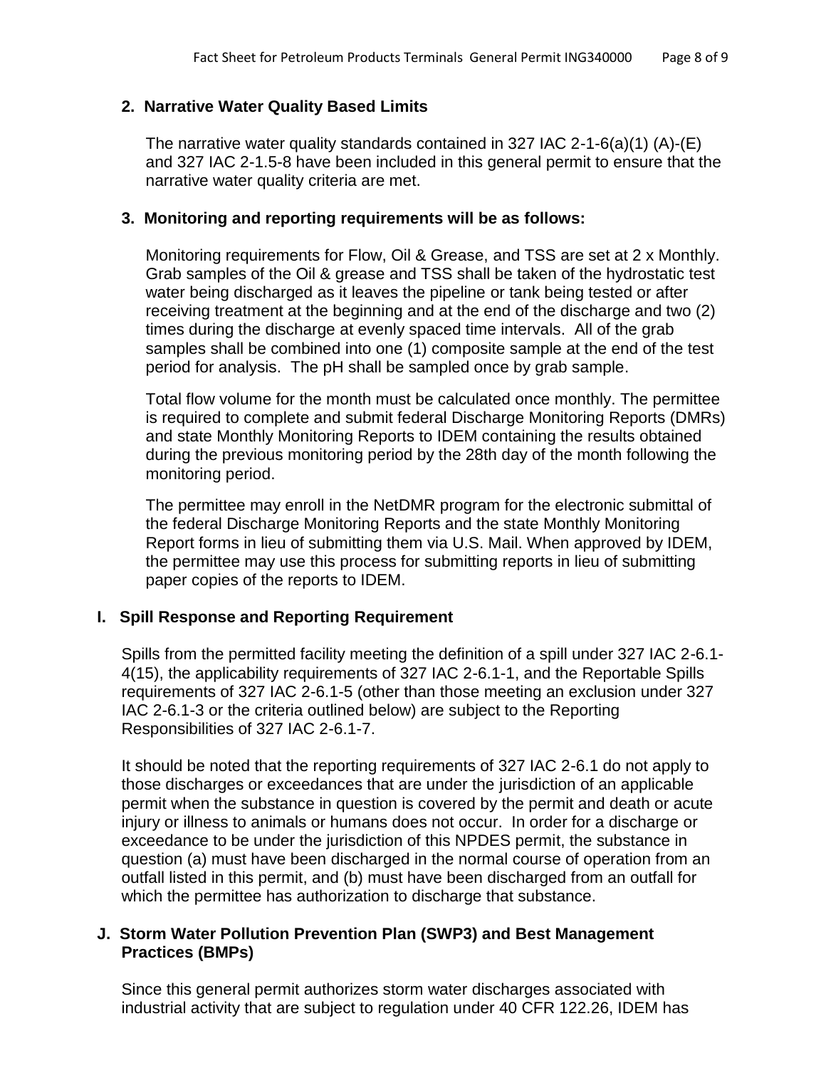### 2. Narrative Water Quality Based Limits

The narrative water quality standards contained in 327 IAC 2-1-6(a)(1) (A)-(E) and 327 IAC 2-1.5-8 have been included in this general permit to ensure that the narrative water quality criteria are met.

### 3. Monitoring and reporting requirements will be as follows:

Monitoring requirements for Flow, Oil & Grease, and TSS are set at 2 x Monthly. Grab samples of the Oil & grease and TSS shall be taken of the hydrostatic test water being discharged as it leaves the pipeline or tank being tested or after receiving treatment at the beginning and at the end of the discharge and two (2) times during the discharge at evenly spaced time intervals. All of the grab samples shall be combined into one (1) composite sample at the end of the test period for analysis. The pH shall be sampled once by grab sample.

Total flow volume for the month must be calculated once monthly. The permittee is required to complete and submit federal Discharge Monitoring Reports (DMRs) and state Monthly Monitoring Reports to IDEM containing the results obtained during the previous monitoring period by the 28th day of the month following the monitoring period.

The permittee may enroll in the NetDMR program for the electronic submittal of the federal Discharge Monitoring Reports and the state Monthly Monitoring Report forms in lieu of submitting them via U.S. Mail. When approved by IDEM, the permittee may use this process for submitting reports in lieu of submitting paper copies of the reports to IDEM.

## I. Spill Response and Reporting Requirement

Spills from the permitted facility meeting the definition of a spill under 327 IAC 2-6.1-4(15), the applicability requirements of 327 IAC 2-6.1-1, and the Reportable Spills requirements of 327 IAC 2-6.1-5 (other than those meeting an exclusion under 327 IAC 2-6.1-3 or the criteria outlined below) are subject to the Reporting Responsibilities of 327 IAC 2-6.1-7.

It should be noted that the reporting requirements of 327 IAC 2-6.1 do not apply to those discharges or exceedances that are under the jurisdiction of an applicable permit when the substance in question is covered by the permit and death or acute injury or illness to animals or humans does not occur. In order for a discharge or exceedance to be under the jurisdiction of this NPDES permit, the substance in question (a) must have been discharged in the normal course of operation from an outfall listed in this permit, and (b) must have been discharged from an outfall for which the permittee has authorization to discharge that substance.

## J. Storm Water Pollution Prevention Plan (SWP3) and Best Management Practices (BMPs)

Since this general permit authorizes storm water discharges associated with industrial activity that are subject to regulation under 40 CFR 122.26, IDEM has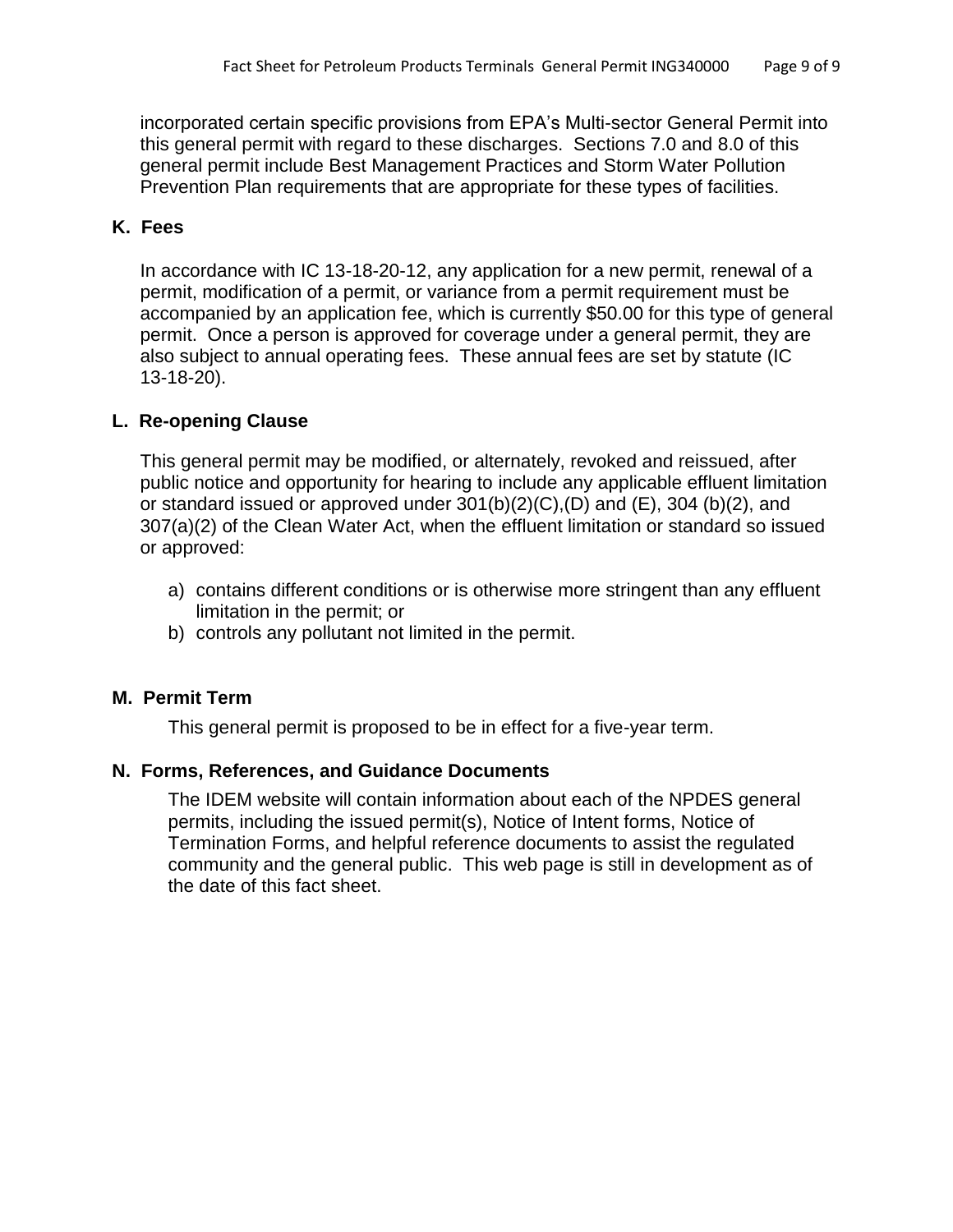incorporated certain specific provisions from EPA's Multi-sector General Permit into this general permit with regard to these discharges. Sections 7.0 and 8.0 of this general permit include Best Management Practices and Storm Water Pollution Prevention Plan requirements that are appropriate for these types of facilities.

### K. Fees

In accordance with IC 13-18-20-12, any application for a new permit, renewal of a permit, modification of a permit, or variance from a permit requirement must be accompanied by an application fee, which is currently $50.00 for this type of general permit. Once a person is approved for coverage under a general permit, they are also subject to annual operating fees. These annual fees are set by statute (IC 13-18-20).

### L. Re-opening Clause

This general permit may be modified, or alternately, revoked and reissued, after public notice and opportunity for hearing to include any applicable effluent limitation or standard issued or approved under 301(b)(2)(C),(D) and (E), 304 (b)(2), and 307(a)(2) of the Clean Water Act, when the effluent limitation or standard so issued or approved:

a) contains different conditions or is otherwise more stringent than any effluent limitation in the permit; or
b) controls any pollutant not limited in the permit.

### M. Permit Term

This general permit is proposed to be in effect for a five-year term.

### N. Forms, References, and Guidance Documents

The IDEM website will contain information about each of the NPDES general permits, including the issued permit(s), Notice of Intent forms, Notice of Termination Forms, and helpful reference documents to assist the regulated community and the general public. This web page is still in development as of the date of this fact sheet.